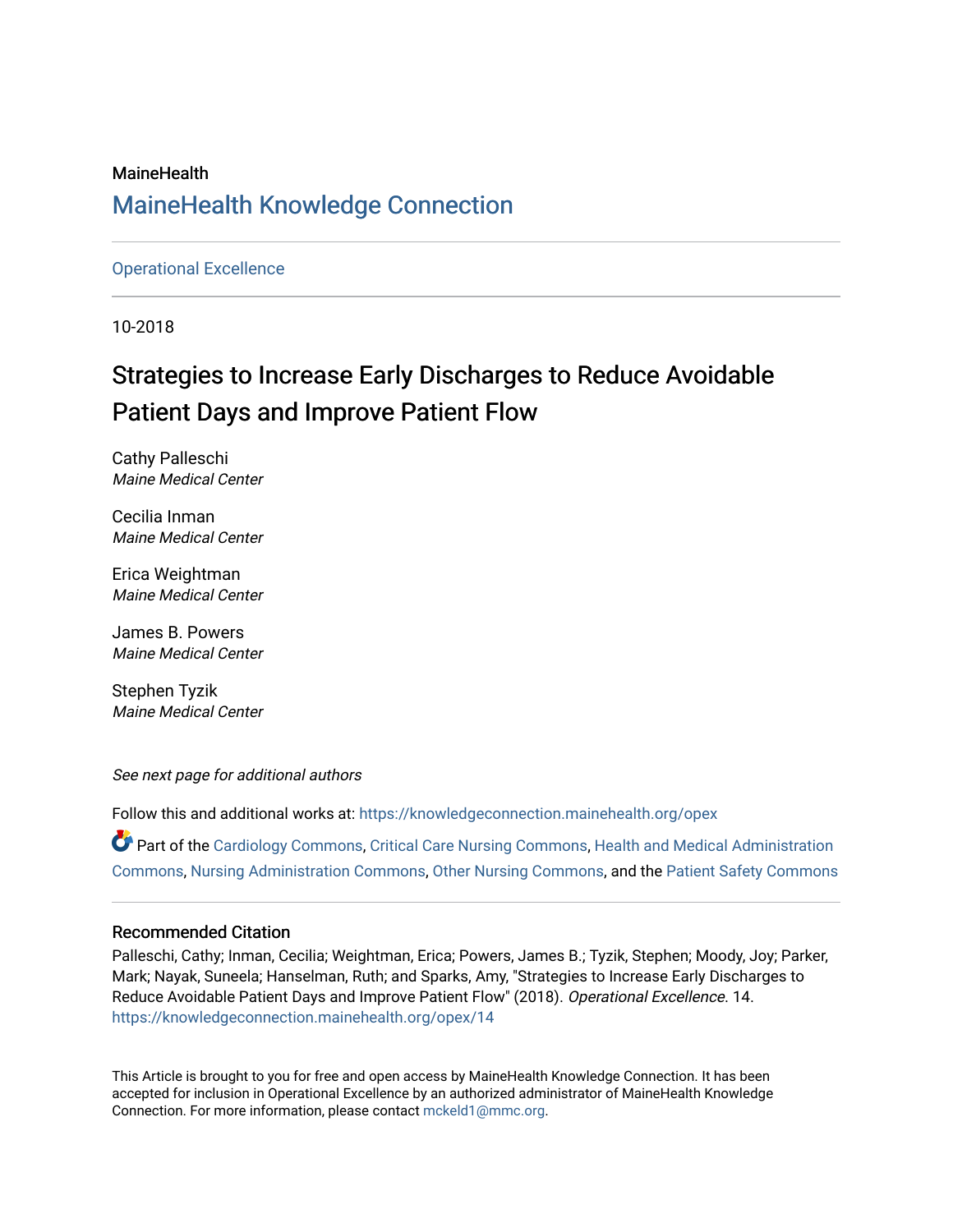MaineHealth

# MaineHealth Knowledge Connection

Operational Excellence

10-2018

# Strategies to Increase Early Discharges to Reduce Avoidable Patient Days and Improve Patient Flow

Cathy Palleschi
*Maine Medical Center*

Cecilia Inman
*Maine Medical Center*

Erica Weightman
*Maine Medical Center*

James B. Powers
*Maine Medical Center*

Stephen Tyzik
*Maine Medical Center*

*See next page for additional authors*

Follow this and additional works at: https://knowledgeconnection.mainehealth.org/opex

Part of the Cardiology Commons, Critical Care Nursing Commons, Health and Medical Administration Commons, Nursing Administration Commons, Other Nursing Commons, and the Patient Safety Commons

## Recommended Citation

Palleschi, Cathy; Inman, Cecilia; Weightman, Erica; Powers, James B.; Tyzik, Stephen; Moody, Joy; Parker, Mark; Nayak, Suneela; Hanselman, Ruth; and Sparks, Amy, "Strategies to Increase Early Discharges to Reduce Avoidable Patient Days and Improve Patient Flow" (2018). *Operational Excellence*. 14.
https://knowledgeconnection.mainehealth.org/opex/14

This Article is brought to you for free and open access by MaineHealth Knowledge Connection. It has been accepted for inclusion in Operational Excellence by an authorized administrator of MaineHealth Knowledge Connection. For more information, please contact mckeld1@mmc.org.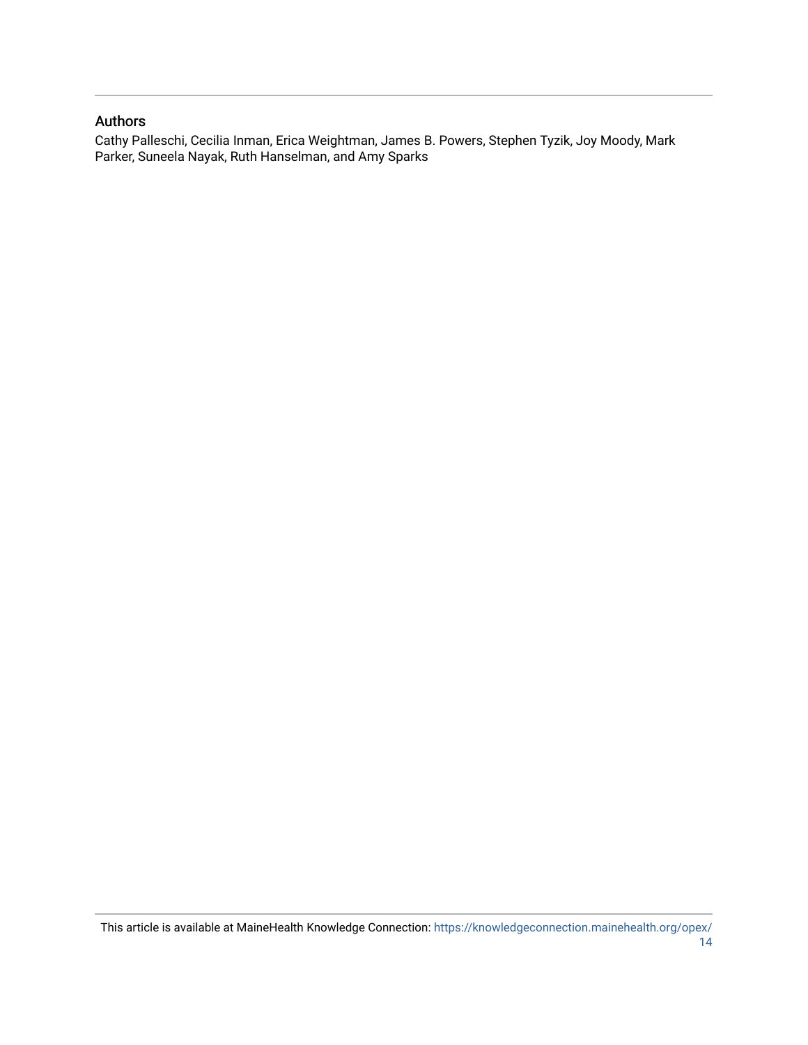## Authors

Cathy Palleschi, Cecilia Inman, Erica Weightman, James B. Powers, Stephen Tyzik, Joy Moody, Mark Parker, Suneela Nayak, Ruth Hanselman, and Amy Sparks

This article is available at MaineHealth Knowledge Connection: https://knowledgeconnection.mainehealth.org/opex/14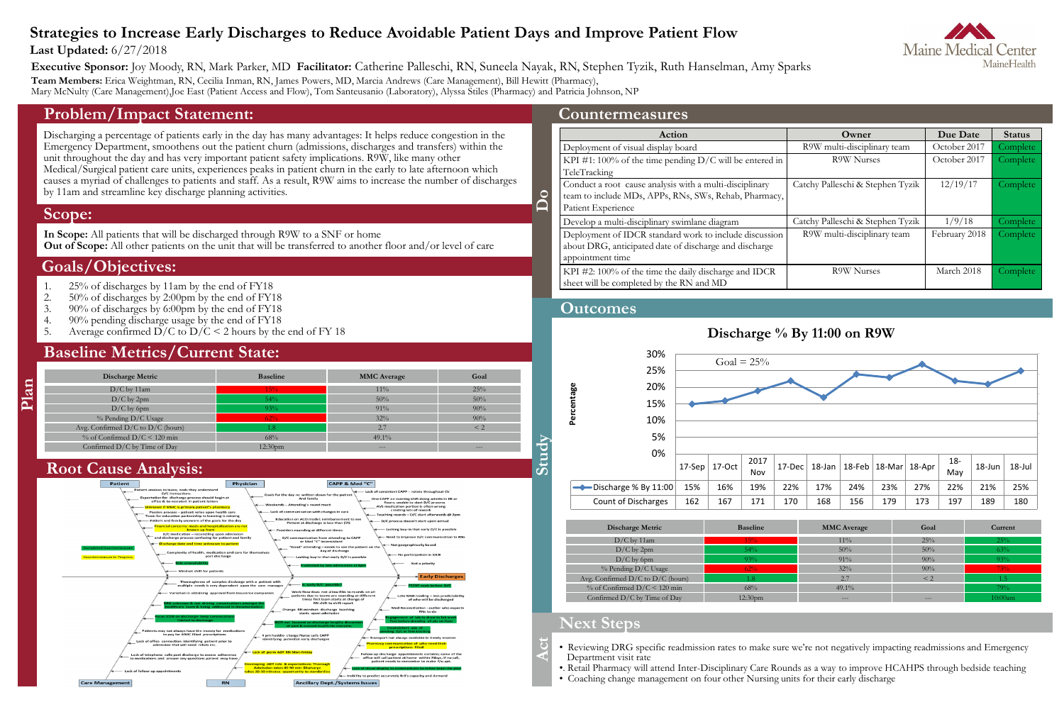# Strategies to Increase Early Discharges to Reduce Avoidable Patient Days and Improve Patient Flow

**Last Updated:** 6/27/2018

Maine Medical Center
MaineHealth

**Executive Sponsor:** Joy Moody, RN, Mark Parker, MD **Facilitator:** Catherine Palleschi, RN, Suneela Nayak, RN, Stephen Tyzik, Ruth Hanselman, Amy Sparks

**Team Members:** Erica Weightman, RN, Cecilia Inman, RN, James Powers, MD, Marcia Andrews (Care Management), Bill Hewitt (Pharmacy), Mary McNulty (Care Management), Joe East (Patient Access and Flow), Tom Santeusanio (Laboratory), Alyssa Stiles (Pharmacy) and Patricia Johnson, NP

## Plan

### Problem/Impact Statement:

Discharging a percentage of patients early in the day has many advantages: It helps reduce congestion in the Emergency Department, smoothens out the patient churn (admissions, discharges and transfers) within the unit throughout the day and has very important patient safety implications. R9W, like many other Medical/Surgical patient care units, experiences peaks in patient churn in the early to late afternoon which causes a myriad of challenges to patients and staff. As a result, R9W aims to increase the number of discharges by 11am and streamline key discharge planning activities.

### Scope:

**In Scope:** All patients that will be discharged through R9W to a SNF or home
**Out of Scope:** All other patients on the unit that will be transferred to another floor and/or level of care

### Goals/Objectives:

1. 25% of discharges by 11am by the end of FY18
2. 50% of discharges by 2:00pm by the end of FY18
3. 90% of discharges by 6:00pm by the end of FY18
4. 90% pending discharge usage by the end of FY18
5. Average confirmed D/C to D/C < 2 hours by the end of FY 18

### Baseline Metrics/Current State:

| Discharge Metric | Baseline | MMC Average | Goal |
|---|---|---|---|
| D/C by 11am | 15% | 11% | 25% |
| D/C by 2pm | 54% | 50% | 50% |
| D/C by 6pm | 93% | 91% | 90% |
| % Pending D/C Usage | 62% | 32% | 90% |
| Avg. Confirmed D/C to D/C (hours) | 1.8 | 2.7 | < 2 |
| % of Confirmed D/C < 120 min | 68% | 49.1% | |
| Confirmed D/C by Time of Day | 12:30pm | --- | --- |

### Root Cause Analysis:

Patient | Physician | CAPP & Med "C" | Care Management | RN | Ancillary Dept./Systems Issues → Early Discharges

Completed Countermeasure
Countermeasure In Progress

## Do

### Countermeasures

| Action | Owner | Due Date | Status |
|---|---|---|---|
| Deployment of visual display board | R9W multi-disciplinary team | October 2017 | Complete |
| KPI #1: 100% of the time pending D/C will be entered in TeleTracking | R9W Nurses | October 2017 | Complete |
| Conduct a root cause analysis with a multi-disciplinary team to include MDs, APPs, RNs, SWs, Rehab, Pharmacy, Patient Experience | Catchy Palleschi & Stephen Tyzik | 12/19/17 | Complete |
| Develop a multi-disciplinary swimlane diagram | Catchy Palleschi & Stephen Tyzik | 1/9/18 | Complete |
| Deployment of IDCR standard work to include discussion about DRG, anticipated date of discharge and discharge appointment time | R9W multi-disciplinary team | February 2018 | Complete |
| KPI #2: 100% of the time the daily discharge and IDCR sheet will be completed by the RN and MD | R9W Nurses | March 2018 | Complete |

## Study

### Outcomes

Discharge % By 11:00 on R9W

Goal = 25%

Percentage

30%
25%
20%
15%
10%
5%
0%

17-Sep, 17-Oct, 2017 Nov, 17-Dec, 18-Jan, 18-Feb, 18-Mar, 18-Apr, 18-May, 18-Jun, 18-Jul

Discharge % By 11:00: 15%, 16%, 19%, 22%, 17%, 24%, 23%, 27%, 22%, 21%, 25%

Count of Discharges: 162, 167, 171, 170, 168, 156, 179, 173, 197, 189, 180

| Discharge Metric | Baseline | MMC Average | Goal | Current |
|---|---|---|---|---|
| D/C by 11am | 15% | 11% | 25% | 25% |
| D/C by 2pm | 54% | 50% | 50% | 63% |
| D/C by 6pm | 93% | 91% | 90% | 93% |
| % Pending D/C Usage | 62% | 32% | 90% | 73% |
| Avg. Confirmed D/C to D/C (hours) | 1.8 | 2.7 | < 2 | 1.5 |
| % of Confirmed D/C < 120 min | 68% | 49.1% | | 79% |
| Confirmed D/C by Time of Day | 12:30pm | --- | --- | 10:00am |

## Act

### Next Steps

- Reviewing DRG specific readmission rates to make sure we're not negatively impacting readmissions and Emergency Department visit rate
- Retail Pharmacy will attend Inter-Disciplinary Care Rounds as a way to improve HCAHPS through bedside teaching
- Coaching change management on four other Nursing units for their early discharge